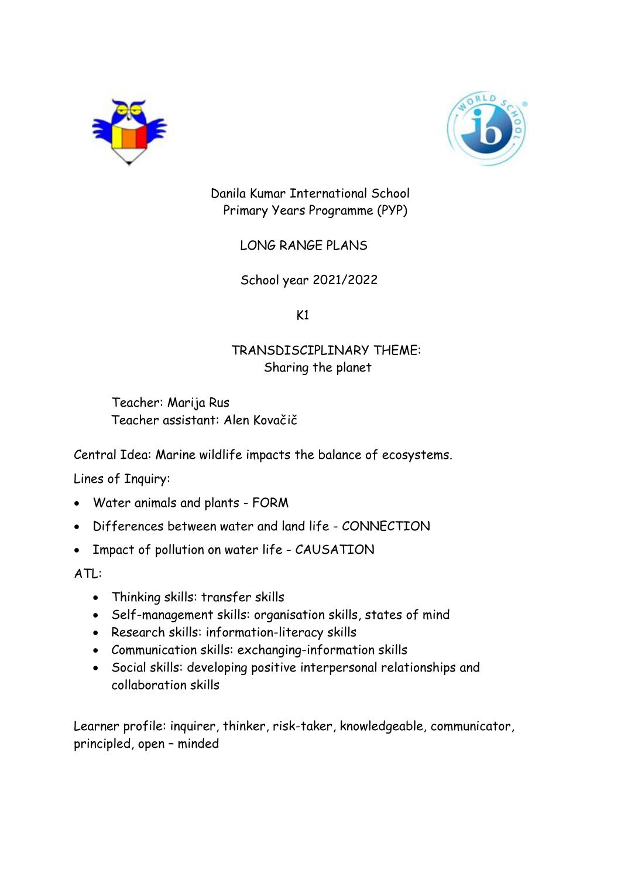Danila Kumar International School
Primary Years Programme (PYP)

LONG RANGE PLANS

School year 2021/2022

K1

TRANSDISCIPLINARY THEME:
Sharing the planet

Teacher: Marija Rus
Teacher assistant: Alen Kovačič

Central Idea: Marine wildlife impacts the balance of ecosystems.

Lines of Inquiry:

- Water animals and plants - FORM
- Differences between water and land life - CONNECTION
- Impact of pollution on water life - CAUSATION

ATL:

- Thinking skills: transfer skills
- Self-management skills: organisation skills, states of mind
- Research skills: information-literacy skills
- Communication skills: exchanging-information skills
- Social skills: developing positive interpersonal relationships and collaboration skills

Learner profile: inquirer, thinker, risk-taker, knowledgeable, communicator, principled, open – minded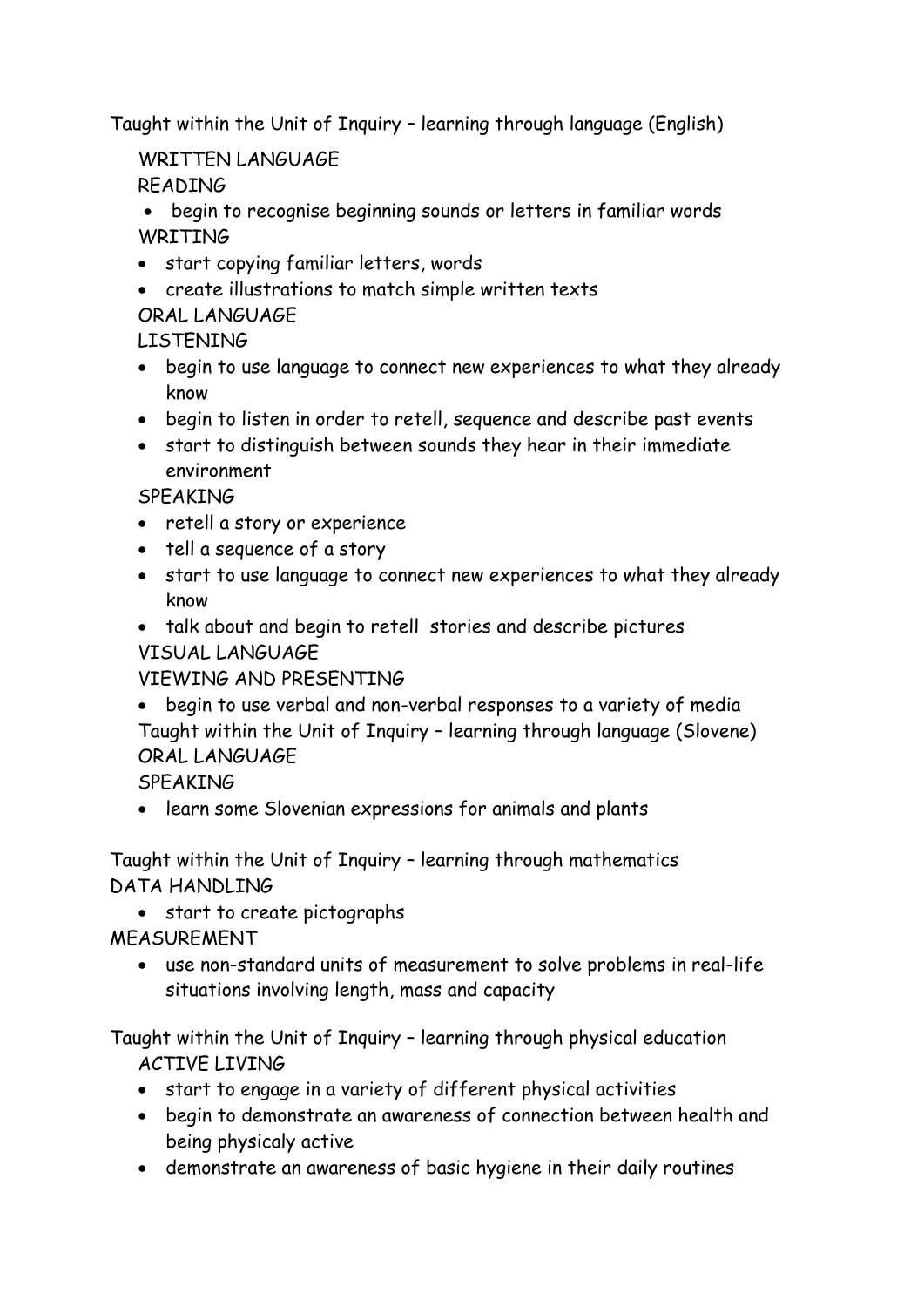Taught within the Unit of Inquiry – learning through language (English)

WRITTEN LANGUAGE

READING

- begin to recognise beginning sounds or letters in familiar words

WRITING

- start copying familiar letters, words
- create illustrations to match simple written texts

ORAL LANGUAGE

LISTENING

- begin to use language to connect new experiences to what they already know
- begin to listen in order to retell, sequence and describe past events
- start to distinguish between sounds they hear in their immediate environment

SPEAKING

- retell a story or experience
- tell a sequence of a story
- start to use language to connect new experiences to what they already know
- talk about and begin to retell stories and describe pictures

VISUAL LANGUAGE

VIEWING AND PRESENTING

- begin to use verbal and non-verbal responses to a variety of media

Taught within the Unit of Inquiry – learning through language (Slovene)

ORAL LANGUAGE

SPEAKING

- learn some Slovenian expressions for animals and plants

Taught within the Unit of Inquiry – learning through mathematics

DATA HANDLING

- start to create pictographs

MEASUREMENT

- use non-standard units of measurement to solve problems in real-life situations involving length, mass and capacity

Taught within the Unit of Inquiry – learning through physical education

ACTIVE LIVING

- start to engage in a variety of different physical activities
- begin to demonstrate an awareness of connection between health and being physicaly active
- demonstrate an awareness of basic hygiene in their daily routines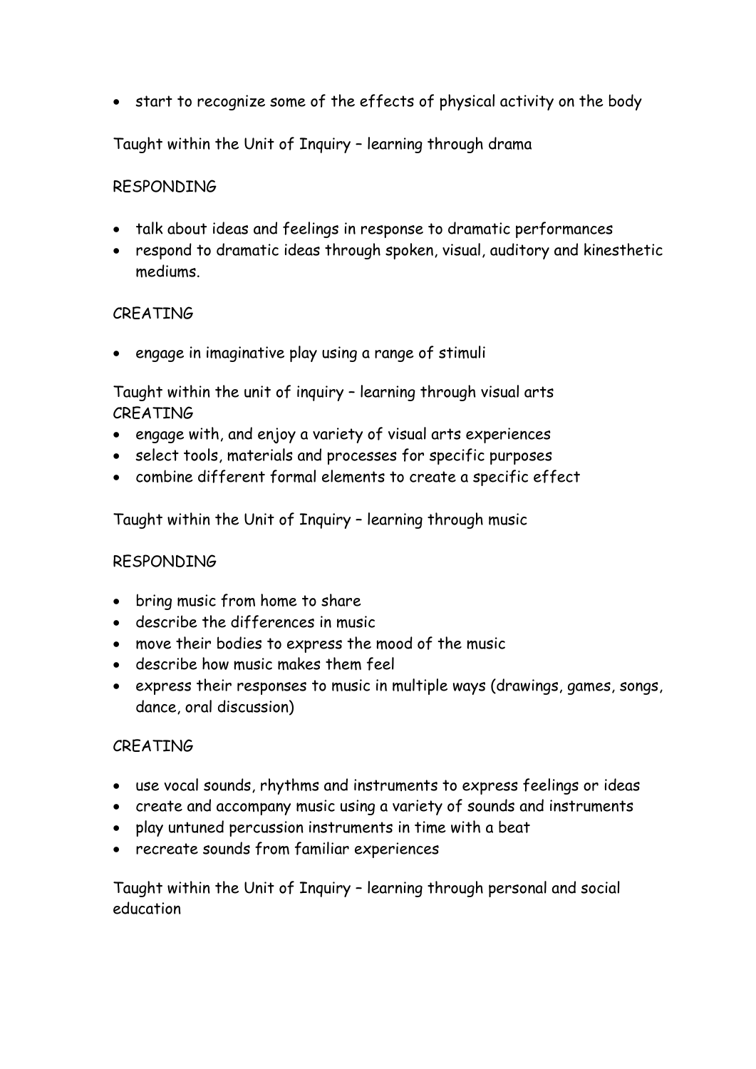- start to recognize some of the effects of physical activity on the body

Taught within the Unit of Inquiry – learning through drama

RESPONDING

- talk about ideas and feelings in response to dramatic performances
- respond to dramatic ideas through spoken, visual, auditory and kinesthetic mediums.

CREATING

- engage in imaginative play using a range of stimuli

Taught within the unit of inquiry – learning through visual arts
CREATING

- engage with, and enjoy a variety of visual arts experiences
- select tools, materials and processes for specific purposes
- combine different formal elements to create a specific effect

Taught within the Unit of Inquiry – learning through music

RESPONDING

- bring music from home to share
- describe the differences in music
- move their bodies to express the mood of the music
- describe how music makes them feel
- express their responses to music in multiple ways (drawings, games, songs, dance, oral discussion)

CREATING

- use vocal sounds, rhythms and instruments to express feelings or ideas
- create and accompany music using a variety of sounds and instruments
- play untuned percussion instruments in time with a beat
- recreate sounds from familiar experiences

Taught within the Unit of Inquiry – learning through personal and social education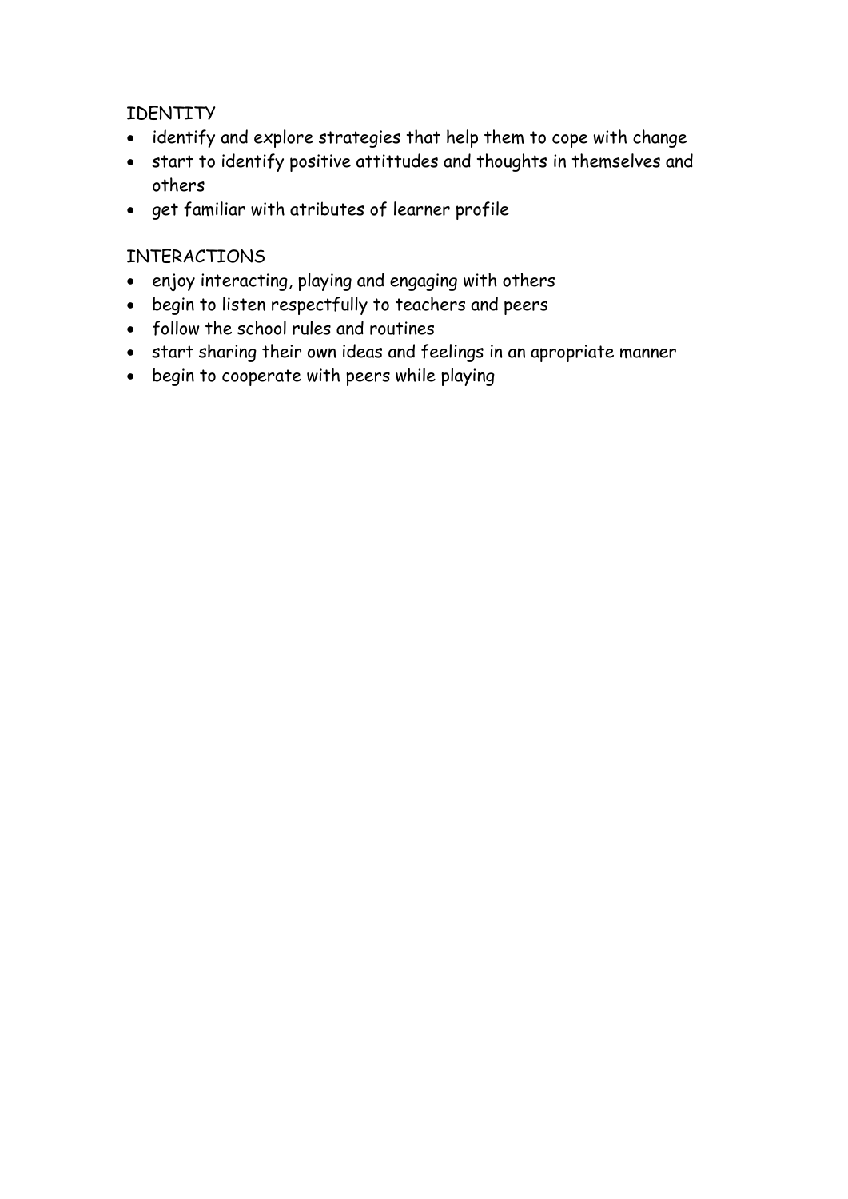IDENTITY

- identify and explore strategies that help them to cope with change
- start to identify positive attittudes and thoughts in themselves and others
- get familiar with atributes of learner profile

INTERACTIONS

- enjoy interacting, playing and engaging with others
- begin to listen respectfully to teachers and peers
- follow the school rules and routines
- start sharing their own ideas and feelings in an apropriate manner
- begin to cooperate with peers while playing